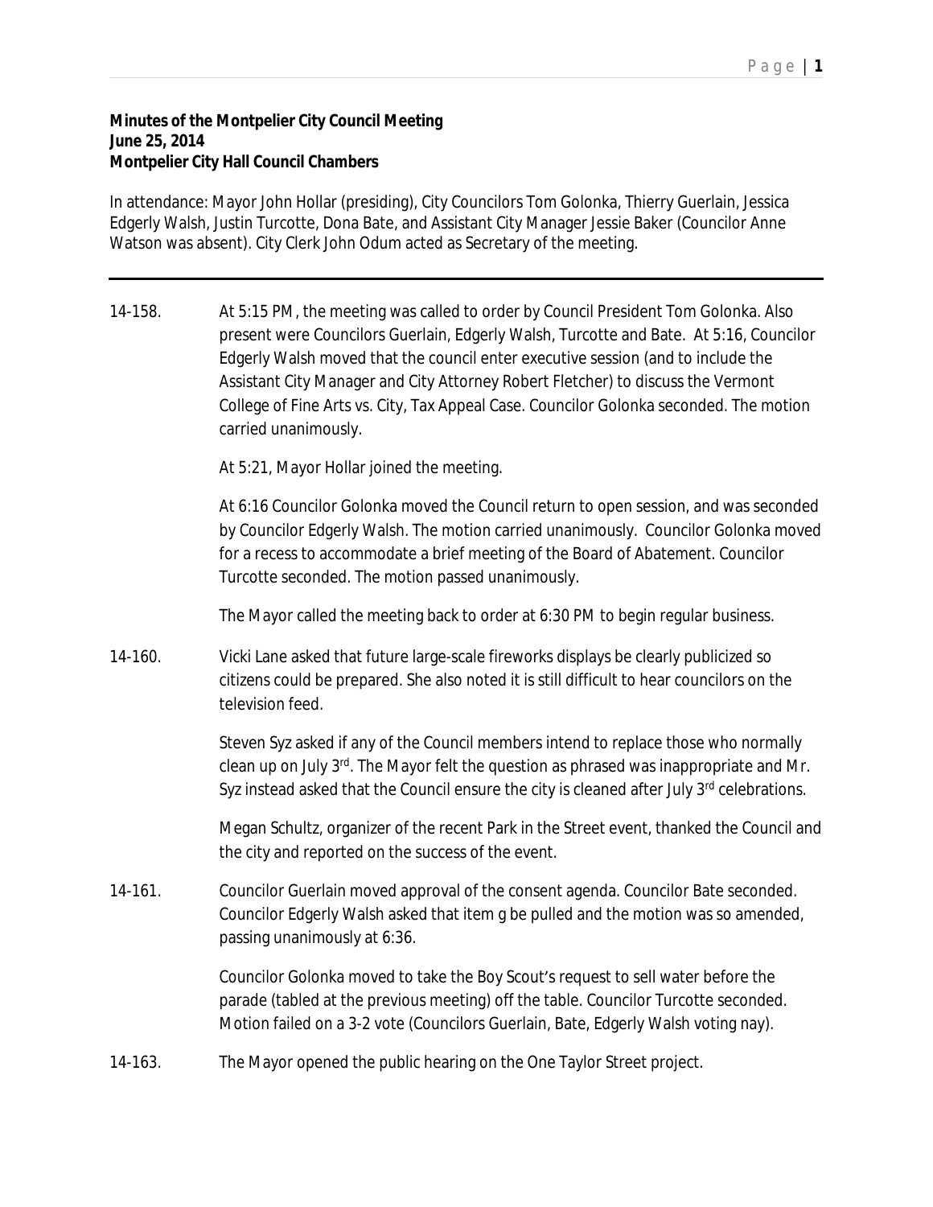**Minutes of the Montpelier City Council Meeting**
**June 25, 2014**
**Montpelier City Hall Council Chambers**

In attendance: Mayor John Hollar (presiding), City Councilors Tom Golonka, Thierry Guerlain, Jessica Edgerly Walsh, Justin Turcotte, Dona Bate, and Assistant City Manager Jessie Baker (Councilor Anne Watson was absent). City Clerk John Odum acted as Secretary of the meeting.

---

14-158. At 5:15 PM, the meeting was called to order by Council President Tom Golonka. Also present were Councilors Guerlain, Edgerly Walsh, Turcotte and Bate. At 5:16, Councilor Edgerly Walsh moved that the council enter executive session (and to include the Assistant City Manager and City Attorney Robert Fletcher) to discuss the Vermont College of Fine Arts vs. City, Tax Appeal Case. Councilor Golonka seconded. The motion carried unanimously.

At 5:21, Mayor Hollar joined the meeting.

At 6:16 Councilor Golonka moved the Council return to open session, and was seconded by Councilor Edgerly Walsh. The motion carried unanimously. Councilor Golonka moved for a recess to accommodate a brief meeting of the Board of Abatement. Councilor Turcotte seconded. The motion passed unanimously.

The Mayor called the meeting back to order at 6:30 PM to begin regular business.

14-160. Vicki Lane asked that future large-scale fireworks displays be clearly publicized so citizens could be prepared. She also noted it is still difficult to hear councilors on the television feed.

Steven Syz asked if any of the Council members intend to replace those who normally clean up on July 3rd. The Mayor felt the question as phrased was inappropriate and Mr. Syz instead asked that the Council ensure the city is cleaned after July 3rd celebrations.

Megan Schultz, organizer of the recent Park in the Street event, thanked the Council and the city and reported on the success of the event.

14-161. Councilor Guerlain moved approval of the consent agenda. Councilor Bate seconded. Councilor Edgerly Walsh asked that item g be pulled and the motion was so amended, passing unanimously at 6:36.

Councilor Golonka moved to take the Boy Scout's request to sell water before the parade (tabled at the previous meeting) off the table. Councilor Turcotte seconded. Motion failed on a 3-2 vote (Councilors Guerlain, Bate, Edgerly Walsh voting nay).

14-163. The Mayor opened the public hearing on the One Taylor Street project.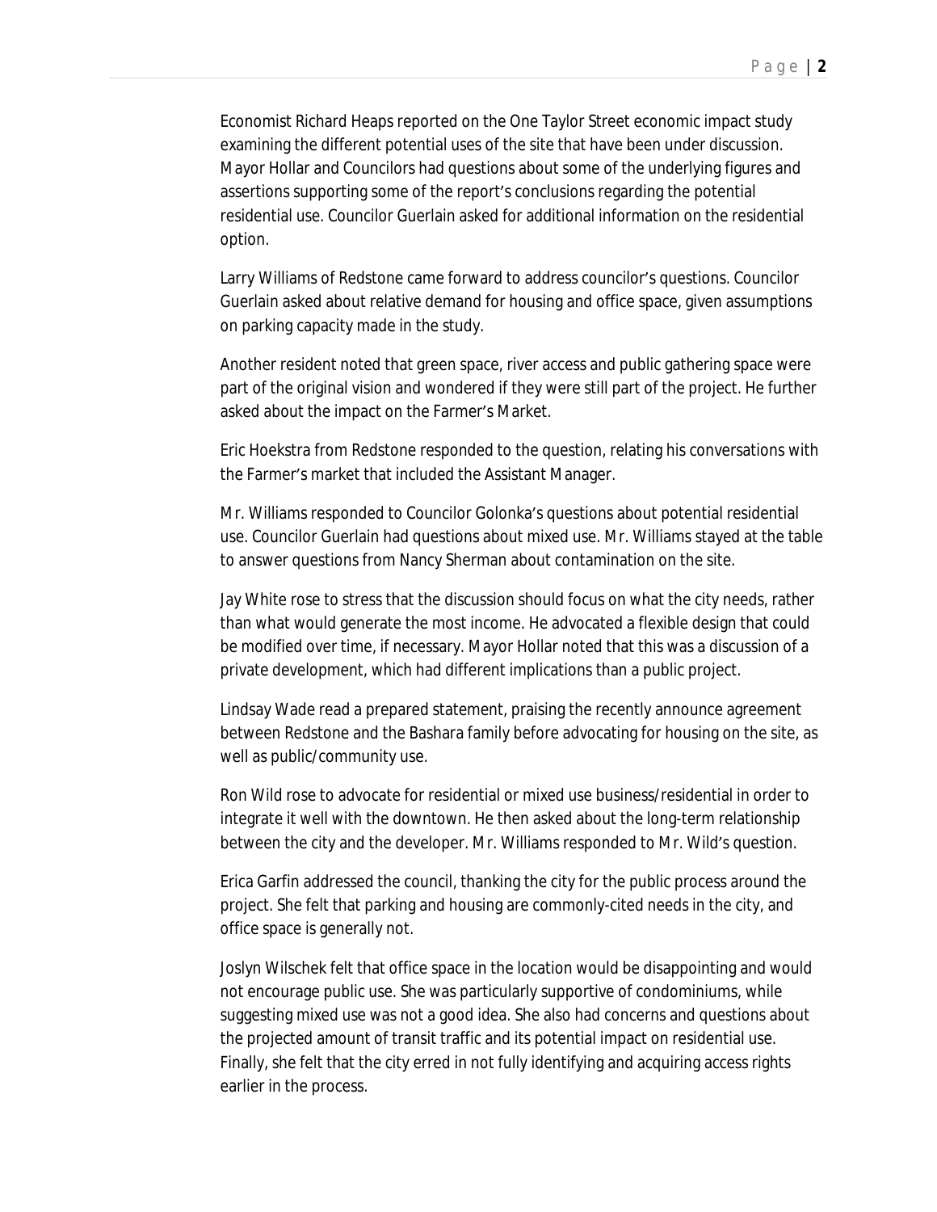Economist Richard Heaps reported on the One Taylor Street economic impact study examining the different potential uses of the site that have been under discussion. Mayor Hollar and Councilors had questions about some of the underlying figures and assertions supporting some of the report's conclusions regarding the potential residential use. Councilor Guerlain asked for additional information on the residential option.

Larry Williams of Redstone came forward to address councilor's questions. Councilor Guerlain asked about relative demand for housing and office space, given assumptions on parking capacity made in the study.

Another resident noted that green space, river access and public gathering space were part of the original vision and wondered if they were still part of the project. He further asked about the impact on the Farmer's Market.

Eric Hoekstra from Redstone responded to the question, relating his conversations with the Farmer's market that included the Assistant Manager.

Mr. Williams responded to Councilor Golonka's questions about potential residential use. Councilor Guerlain had questions about mixed use. Mr. Williams stayed at the table to answer questions from Nancy Sherman about contamination on the site.

Jay White rose to stress that the discussion should focus on what the city needs, rather than what would generate the most income. He advocated a flexible design that could be modified over time, if necessary. Mayor Hollar noted that this was a discussion of a private development, which had different implications than a public project.

Lindsay Wade read a prepared statement, praising the recently announce agreement between Redstone and the Bashara family before advocating for housing on the site, as well as public/community use.

Ron Wild rose to advocate for residential or mixed use business/residential in order to integrate it well with the downtown. He then asked about the long-term relationship between the city and the developer. Mr. Williams responded to Mr. Wild's question.

Erica Garfin addressed the council, thanking the city for the public process around the project. She felt that parking and housing are commonly-cited needs in the city, and office space is generally not.

Joslyn Wilschek felt that office space in the location would be disappointing and would not encourage public use. She was particularly supportive of condominiums, while suggesting mixed use was not a good idea. She also had concerns and questions about the projected amount of transit traffic and its potential impact on residential use. Finally, she felt that the city erred in not fully identifying and acquiring access rights earlier in the process.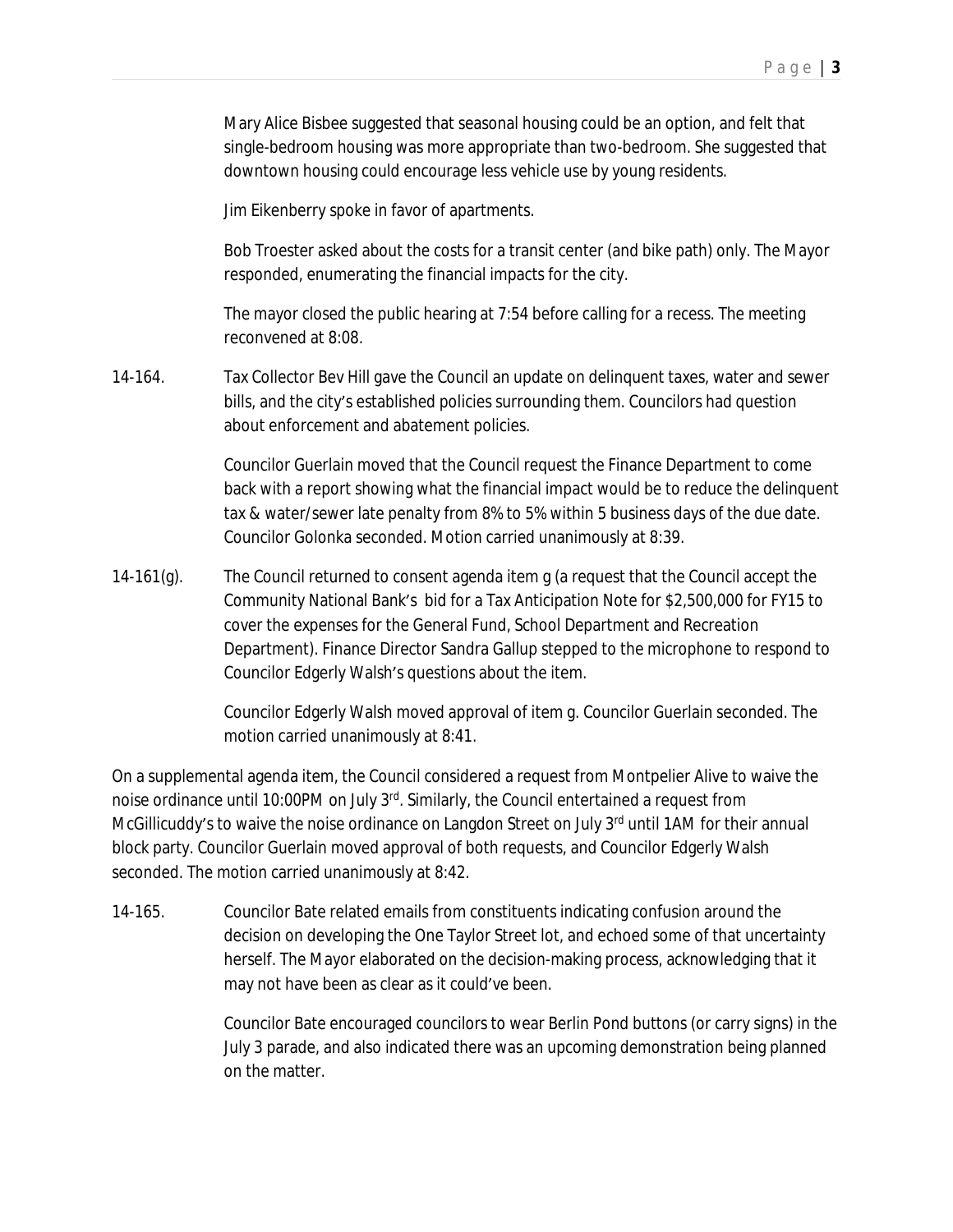Mary Alice Bisbee suggested that seasonal housing could be an option, and felt that single-bedroom housing was more appropriate than two-bedroom. She suggested that downtown housing could encourage less vehicle use by young residents.

Jim Eikenberry spoke in favor of apartments.

Bob Troester asked about the costs for a transit center (and bike path) only. The Mayor responded, enumerating the financial impacts for the city.

The mayor closed the public hearing at 7:54 before calling for a recess. The meeting reconvened at 8:08.

14-164. Tax Collector Bev Hill gave the Council an update on delinquent taxes, water and sewer bills, and the city's established policies surrounding them. Councilors had question about enforcement and abatement policies.

Councilor Guerlain moved that the Council request the Finance Department to come back with a report showing what the financial impact would be to reduce the delinquent tax & water/sewer late penalty from 8% to 5% within 5 business days of the due date. Councilor Golonka seconded. Motion carried unanimously at 8:39.

14-161(g). The Council returned to consent agenda item g (a request that the Council accept the Community National Bank's bid for a Tax Anticipation Note for $2,500,000 for FY15 to cover the expenses for the General Fund, School Department and Recreation Department). Finance Director Sandra Gallup stepped to the microphone to respond to Councilor Edgerly Walsh's questions about the item.

Councilor Edgerly Walsh moved approval of item g. Councilor Guerlain seconded. The motion carried unanimously at 8:41.

On a supplemental agenda item, the Council considered a request from Montpelier Alive to waive the noise ordinance until 10:00PM on July 3rd. Similarly, the Council entertained a request from McGillicuddy's to waive the noise ordinance on Langdon Street on July 3rd until 1AM for their annual block party. Councilor Guerlain moved approval of both requests, and Councilor Edgerly Walsh seconded. The motion carried unanimously at 8:42.

14-165. Councilor Bate related emails from constituents indicating confusion around the decision on developing the One Taylor Street lot, and echoed some of that uncertainty herself. The Mayor elaborated on the decision-making process, acknowledging that it may not have been as clear as it could've been.

Councilor Bate encouraged councilors to wear Berlin Pond buttons (or carry signs) in the July 3 parade, and also indicated there was an upcoming demonstration being planned on the matter.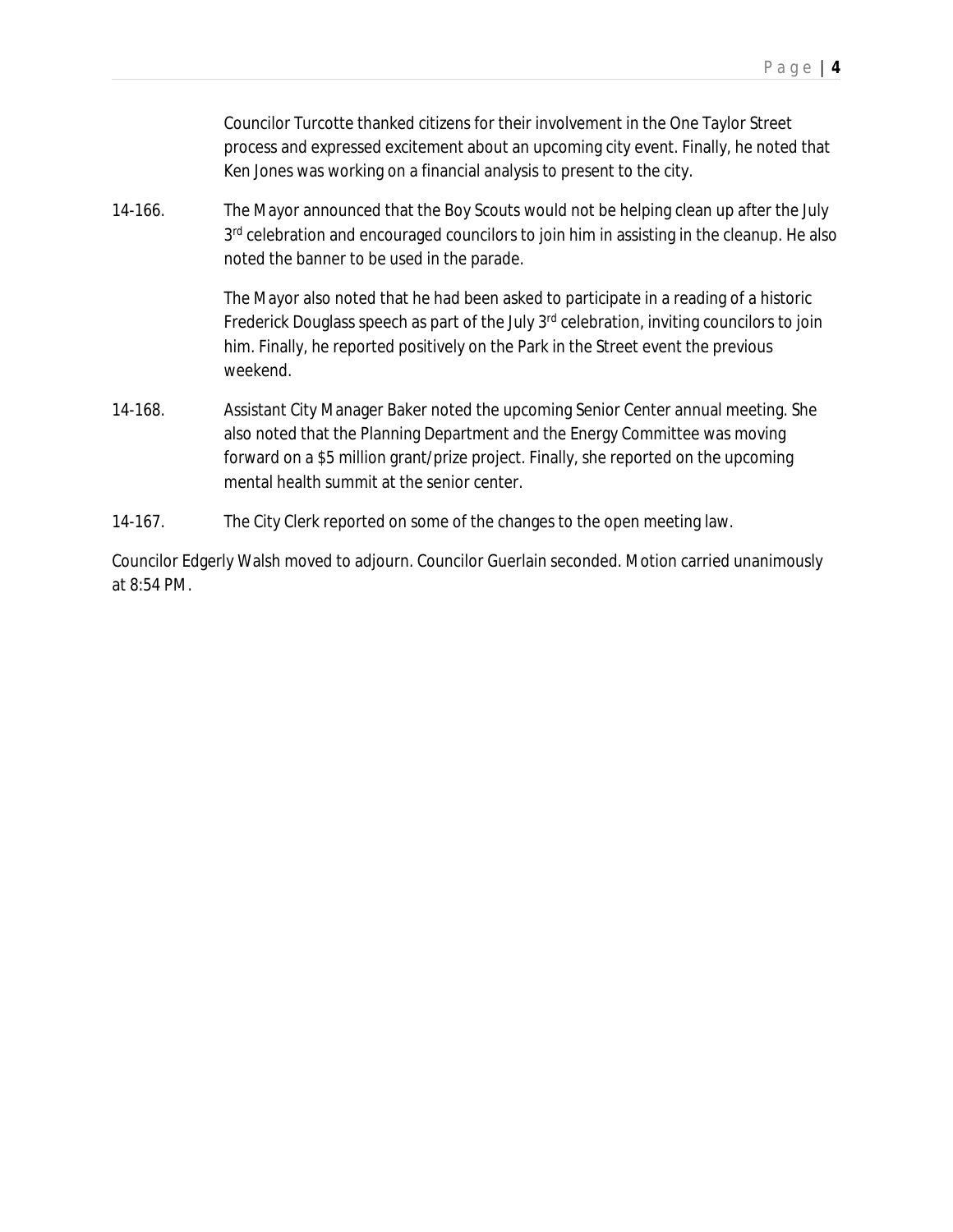Councilor Turcotte thanked citizens for their involvement in the One Taylor Street process and expressed excitement about an upcoming city event. Finally, he noted that Ken Jones was working on a financial analysis to present to the city.

14-166. The Mayor announced that the Boy Scouts would not be helping clean up after the July 3rd celebration and encouraged councilors to join him in assisting in the cleanup. He also noted the banner to be used in the parade.

The Mayor also noted that he had been asked to participate in a reading of a historic Frederick Douglass speech as part of the July 3rd celebration, inviting councilors to join him. Finally, he reported positively on the Park in the Street event the previous weekend.

14-168. Assistant City Manager Baker noted the upcoming Senior Center annual meeting. She also noted that the Planning Department and the Energy Committee was moving forward on a $5 million grant/prize project. Finally, she reported on the upcoming mental health summit at the senior center.

14-167. The City Clerk reported on some of the changes to the open meeting law.

Councilor Edgerly Walsh moved to adjourn. Councilor Guerlain seconded. Motion carried unanimously at 8:54 PM.